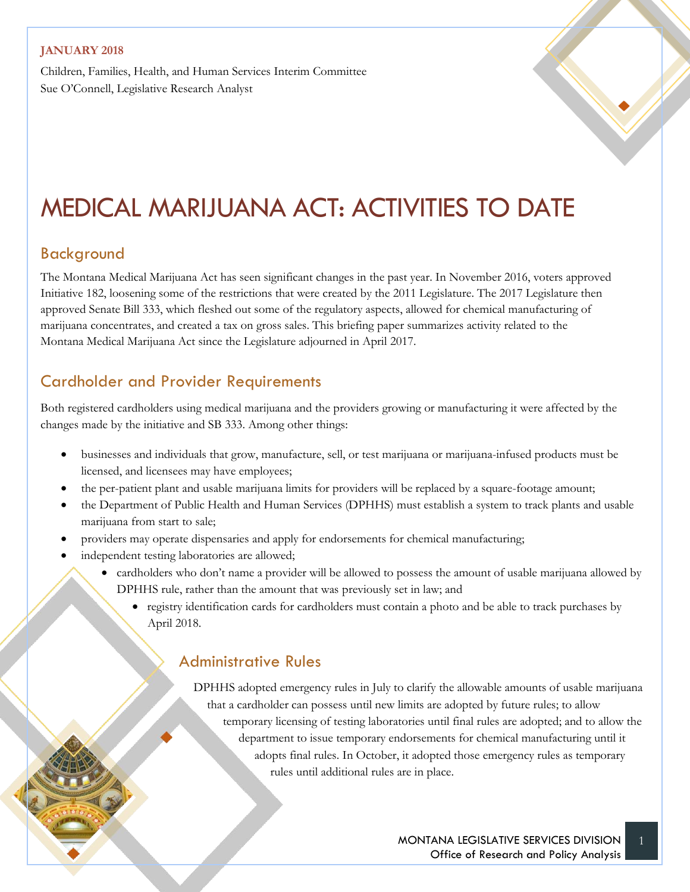**JANUARY 2018**

Children, Families, Health, and Human Services Interim Committee
Sue O'Connell, Legislative Research Analyst

# MEDICAL MARIJUANA ACT: ACTIVITIES TO DATE

## Background

The Montana Medical Marijuana Act has seen significant changes in the past year. In November 2016, voters approved Initiative 182, loosening some of the restrictions that were created by the 2011 Legislature. The 2017 Legislature then approved Senate Bill 333, which fleshed out some of the regulatory aspects, allowed for chemical manufacturing of marijuana concentrates, and created a tax on gross sales. This briefing paper summarizes activity related to the Montana Medical Marijuana Act since the Legislature adjourned in April 2017.

## Cardholder and Provider Requirements

Both registered cardholders using medical marijuana and the providers growing or manufacturing it were affected by the changes made by the initiative and SB 333. Among other things:

- businesses and individuals that grow, manufacture, sell, or test marijuana or marijuana-infused products must be licensed, and licensees may have employees;
- the per-patient plant and usable marijuana limits for providers will be replaced by a square-footage amount;
- the Department of Public Health and Human Services (DPHHS) must establish a system to track plants and usable marijuana from start to sale;
- providers may operate dispensaries and apply for endorsements for chemical manufacturing;
- independent testing laboratories are allowed;
- cardholders who don't name a provider will be allowed to possess the amount of usable marijuana allowed by DPHHS rule, rather than the amount that was previously set in law; and
- registry identification cards for cardholders must contain a photo and be able to track purchases by April 2018.

## Administrative Rules

DPHHS adopted emergency rules in July to clarify the allowable amounts of usable marijuana that a cardholder can possess until new limits are adopted by future rules; to allow temporary licensing of testing laboratories until final rules are adopted; and to allow the department to issue temporary endorsements for chemical manufacturing until it adopts final rules. In October, it adopted those emergency rules as temporary rules until additional rules are in place.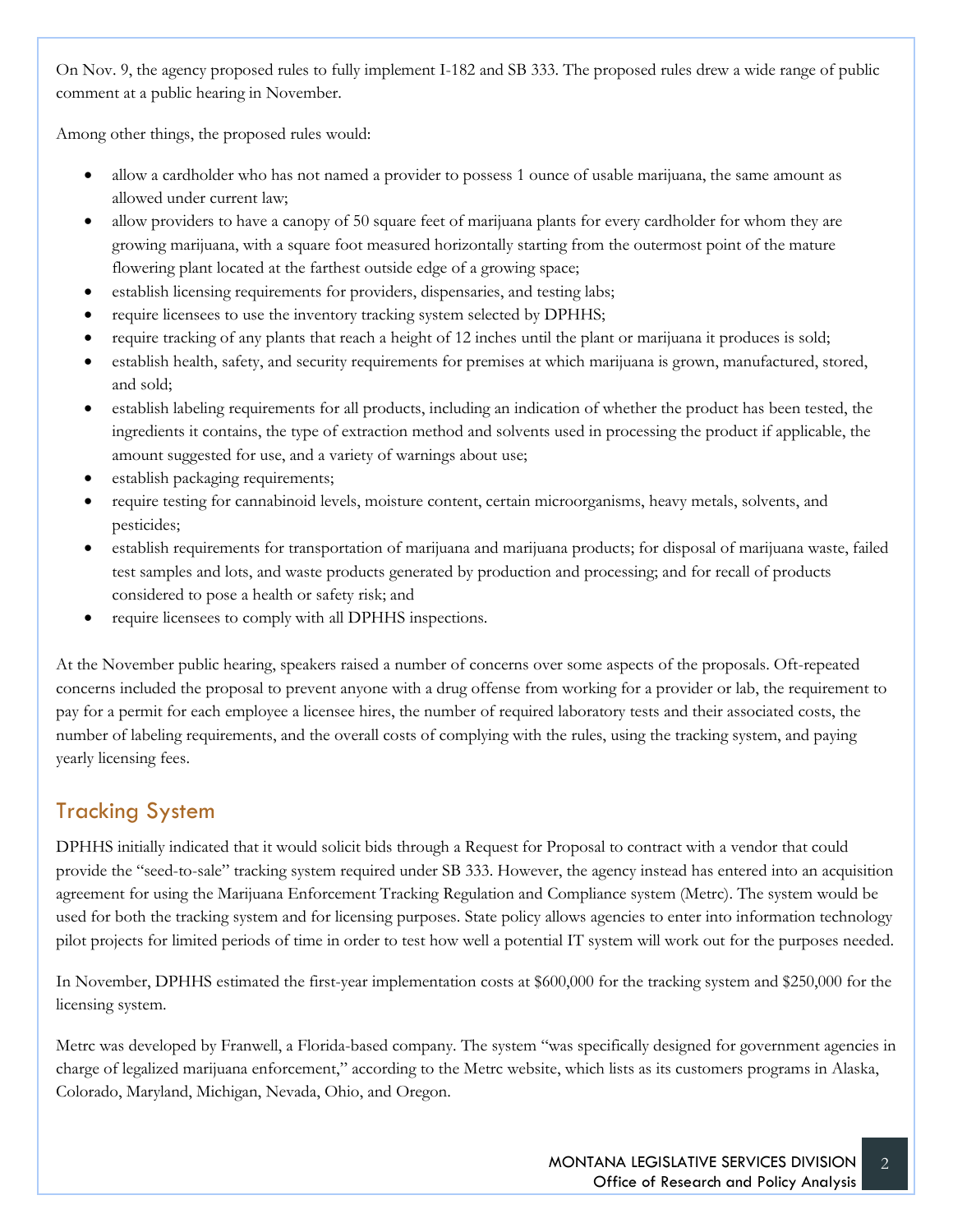On Nov. 9, the agency proposed rules to fully implement I-182 and SB 333. The proposed rules drew a wide range of public comment at a public hearing in November.

Among other things, the proposed rules would:

- allow a cardholder who has not named a provider to possess 1 ounce of usable marijuana, the same amount as allowed under current law;
- allow providers to have a canopy of 50 square feet of marijuana plants for every cardholder for whom they are growing marijuana, with a square foot measured horizontally starting from the outermost point of the mature flowering plant located at the farthest outside edge of a growing space;
- establish licensing requirements for providers, dispensaries, and testing labs;
- require licensees to use the inventory tracking system selected by DPHHS;
- require tracking of any plants that reach a height of 12 inches until the plant or marijuana it produces is sold;
- establish health, safety, and security requirements for premises at which marijuana is grown, manufactured, stored, and sold;
- establish labeling requirements for all products, including an indication of whether the product has been tested, the ingredients it contains, the type of extraction method and solvents used in processing the product if applicable, the amount suggested for use, and a variety of warnings about use;
- establish packaging requirements;
- require testing for cannabinoid levels, moisture content, certain microorganisms, heavy metals, solvents, and pesticides;
- establish requirements for transportation of marijuana and marijuana products; for disposal of marijuana waste, failed test samples and lots, and waste products generated by production and processing; and for recall of products considered to pose a health or safety risk; and
- require licensees to comply with all DPHHS inspections.

At the November public hearing, speakers raised a number of concerns over some aspects of the proposals. Oft-repeated concerns included the proposal to prevent anyone with a drug offense from working for a provider or lab, the requirement to pay for a permit for each employee a licensee hires, the number of required laboratory tests and their associated costs, the number of labeling requirements, and the overall costs of complying with the rules, using the tracking system, and paying yearly licensing fees.

## Tracking System

DPHHS initially indicated that it would solicit bids through a Request for Proposal to contract with a vendor that could provide the "seed-to-sale" tracking system required under SB 333. However, the agency instead has entered into an acquisition agreement for using the Marijuana Enforcement Tracking Regulation and Compliance system (Metrc). The system would be used for both the tracking system and for licensing purposes. State policy allows agencies to enter into information technology pilot projects for limited periods of time in order to test how well a potential IT system will work out for the purposes needed.

In November, DPHHS estimated the first-year implementation costs at $600,000 for the tracking system and $250,000 for the licensing system.

Metrc was developed by Franwell, a Florida-based company. The system "was specifically designed for government agencies in charge of legalized marijuana enforcement," according to the Metrc website, which lists as its customers programs in Alaska, Colorado, Maryland, Michigan, Nevada, Ohio, and Oregon.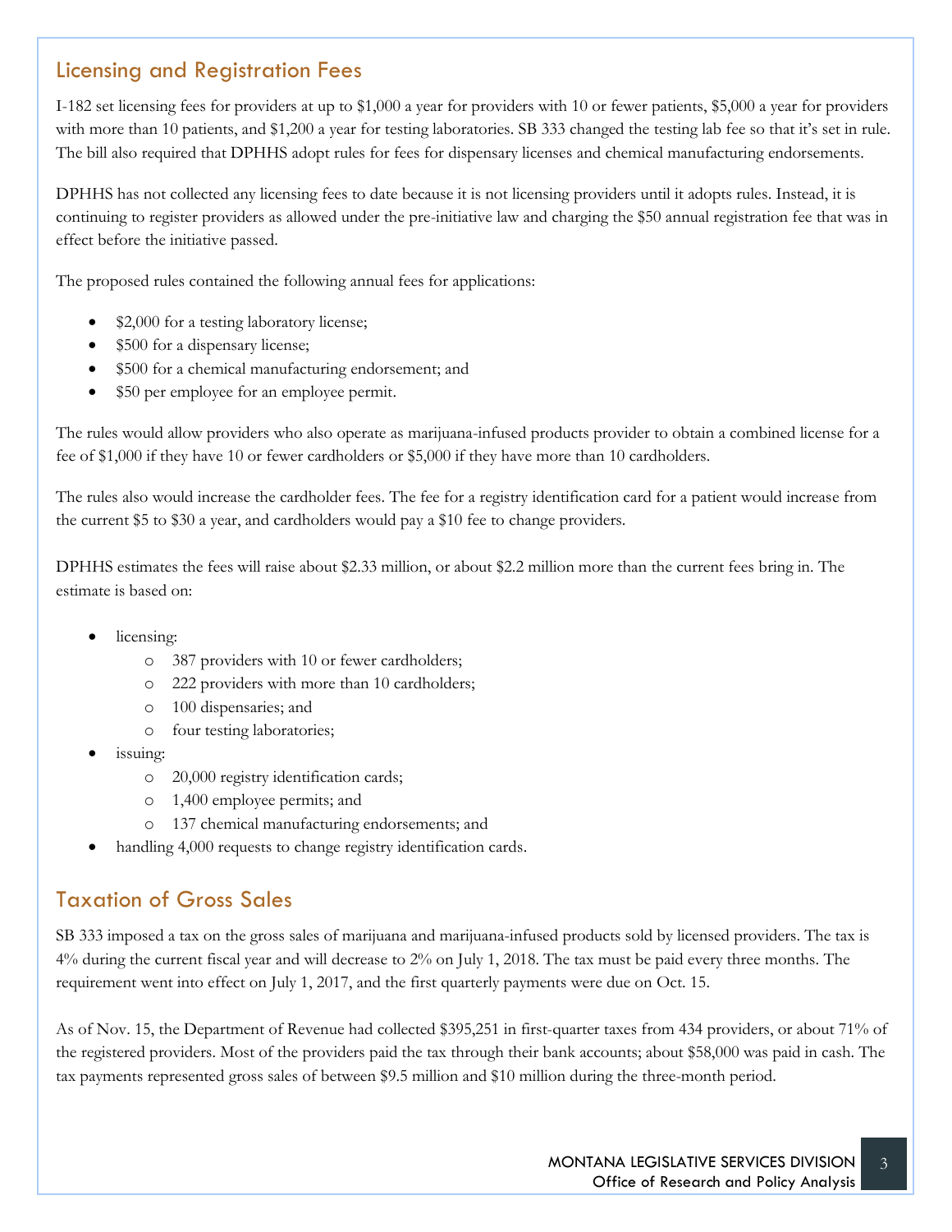## Licensing and Registration Fees

I-182 set licensing fees for providers at up to $1,000 a year for providers with 10 or fewer patients, $5,000 a year for providers with more than 10 patients, and $1,200 a year for testing laboratories. SB 333 changed the testing lab fee so that it's set in rule. The bill also required that DPHHS adopt rules for fees for dispensary licenses and chemical manufacturing endorsements.

DPHHS has not collected any licensing fees to date because it is not licensing providers until it adopts rules. Instead, it is continuing to register providers as allowed under the pre-initiative law and charging the $50 annual registration fee that was in effect before the initiative passed.

The proposed rules contained the following annual fees for applications:

- $2,000 for a testing laboratory license;
- $500 for a dispensary license;
- $500 for a chemical manufacturing endorsement; and
- $50 per employee for an employee permit.

The rules would allow providers who also operate as marijuana-infused products provider to obtain a combined license for a fee of $1,000 if they have 10 or fewer cardholders or $5,000 if they have more than 10 cardholders.

The rules also would increase the cardholder fees. The fee for a registry identification card for a patient would increase from the current $5 to $30 a year, and cardholders would pay a $10 fee to change providers.

DPHHS estimates the fees will raise about $2.33 million, or about $2.2 million more than the current fees bring in. The estimate is based on:

- licensing:
  - 387 providers with 10 or fewer cardholders;
  - 222 providers with more than 10 cardholders;
  - 100 dispensaries; and
  - four testing laboratories;
- issuing:
  - 20,000 registry identification cards;
  - 1,400 employee permits; and
  - 137 chemical manufacturing endorsements; and
- handling 4,000 requests to change registry identification cards.

## Taxation of Gross Sales

SB 333 imposed a tax on the gross sales of marijuana and marijuana-infused products sold by licensed providers. The tax is 4% during the current fiscal year and will decrease to 2% on July 1, 2018. The tax must be paid every three months. The requirement went into effect on July 1, 2017, and the first quarterly payments were due on Oct. 15.

As of Nov. 15, the Department of Revenue had collected $395,251 in first-quarter taxes from 434 providers, or about 71% of the registered providers. Most of the providers paid the tax through their bank accounts; about $58,000 was paid in cash. The tax payments represented gross sales of between $9.5 million and $10 million during the three-month period.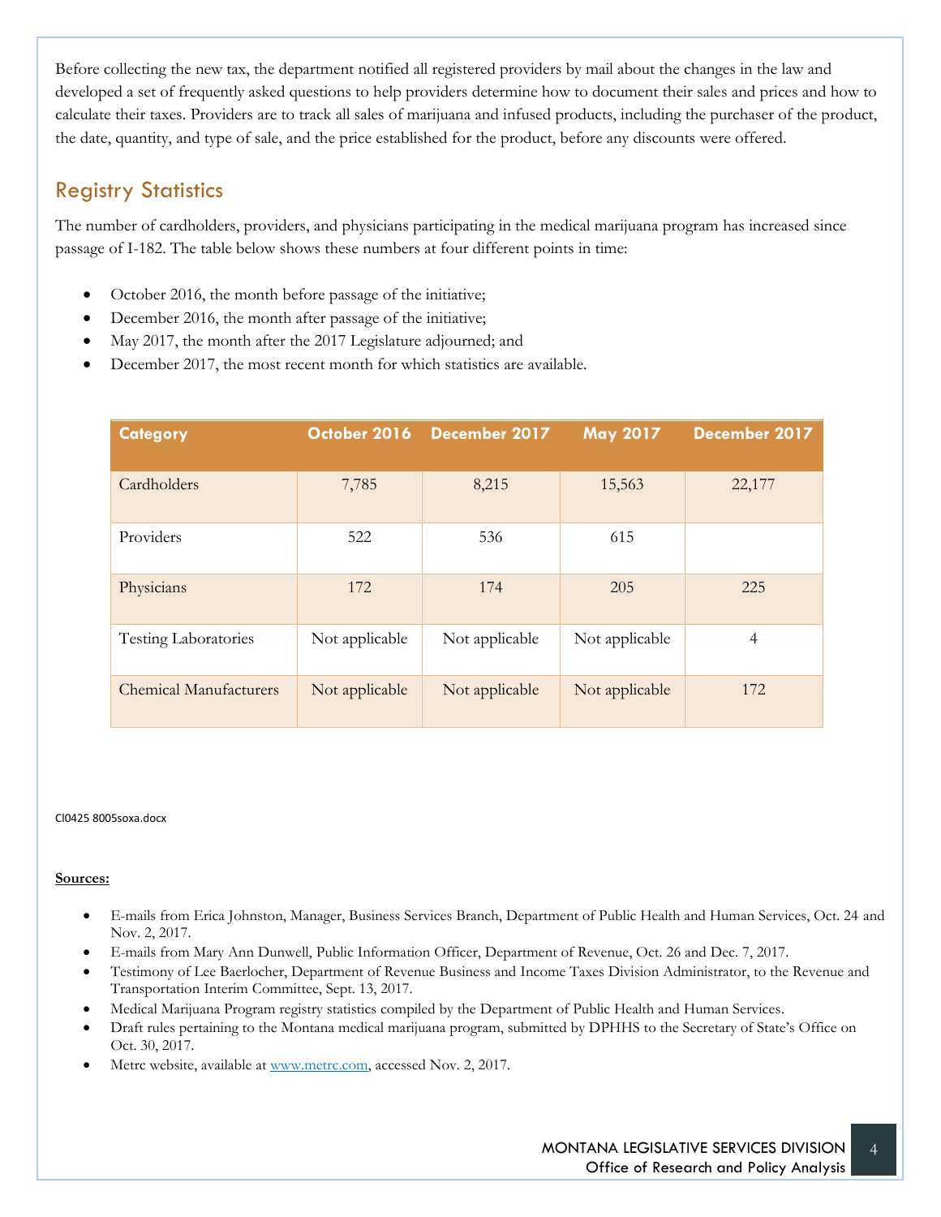Before collecting the new tax, the department notified all registered providers by mail about the changes in the law and developed a set of frequently asked questions to help providers determine how to document their sales and prices and how to calculate their taxes. Providers are to track all sales of marijuana and infused products, including the purchaser of the product, the date, quantity, and type of sale, and the price established for the product, before any discounts were offered.

## Registry Statistics

The number of cardholders, providers, and physicians participating in the medical marijuana program has increased since passage of I-182. The table below shows these numbers at four different points in time:

- October 2016, the month before passage of the initiative;
- December 2016, the month after passage of the initiative;
- May 2017, the month after the 2017 Legislature adjourned; and
- December 2017, the most recent month for which statistics are available.

| Category | October 2016 | December 2017 | May 2017 | December 2017 |
|---|---|---|---|---|
| Cardholders | 7,785 | 8,215 | 15,563 | 22,177 |
| Providers | 522 | 536 | 615 | |
| Physicians | 172 | 174 | 205 | 225 |
| Testing Laboratories | Not applicable | Not applicable | Not applicable | 4 |
| Chemical Manufacturers | Not applicable | Not applicable | Not applicable | 172 |

Cl0425 8005soxa.docx

**Sources:**

- E-mails from Erica Johnston, Manager, Business Services Branch, Department of Public Health and Human Services, Oct. 24 and Nov. 2, 2017.
- E-mails from Mary Ann Dunwell, Public Information Officer, Department of Revenue, Oct. 26 and Dec. 7, 2017.
- Testimony of Lee Baerlocher, Department of Revenue Business and Income Taxes Division Administrator, to the Revenue and Transportation Interim Committee, Sept. 13, 2017.
- Medical Marijuana Program registry statistics compiled by the Department of Public Health and Human Services.
- Draft rules pertaining to the Montana medical marijuana program, submitted by DPHHS to the Secretary of State's Office on Oct. 30, 2017.
- Metrc website, available at www.metrc.com, accessed Nov. 2, 2017.